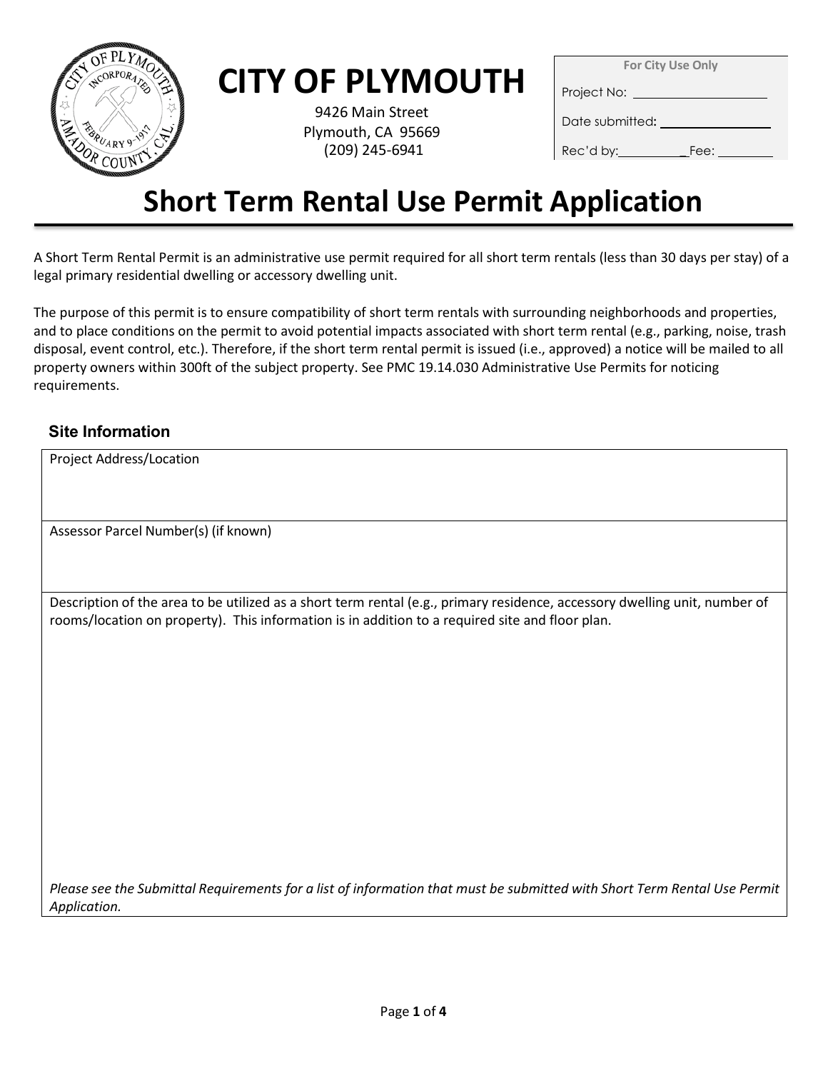# CITY OF PLYMOUTH

9426 Main Street
Plymouth, CA 95669
(209) 245-6941

| For City Use Only | |
|---|---|
| Project No: | |
| Date submitted: | |
| Rec'd by: | Fee: |

# Short Term Rental Use Permit Application

A Short Term Rental Permit is an administrative use permit required for all short term rentals (less than 30 days per stay) of a legal primary residential dwelling or accessory dwelling unit.

The purpose of this permit is to ensure compatibility of short term rentals with surrounding neighborhoods and properties, and to place conditions on the permit to avoid potential impacts associated with short term rental (e.g., parking, noise, trash disposal, event control, etc.). Therefore, if the short term rental permit is issued (i.e., approved) a notice will be mailed to all property owners within 300ft of the subject property. See PMC 19.14.030 Administrative Use Permits for noticing requirements.

## Site Information

| |
|---|
| Project Address/Location |
| Assessor Parcel Number(s) (if known) |
| Description of the area to be utilized as a short term rental (e.g., primary residence, accessory dwelling unit, number of rooms/location on property). This information is in addition to a required site and floor plan.<br><br>*Please see the Submittal Requirements for a list of information that must be submitted with Short Term Rental Use Permit Application.* |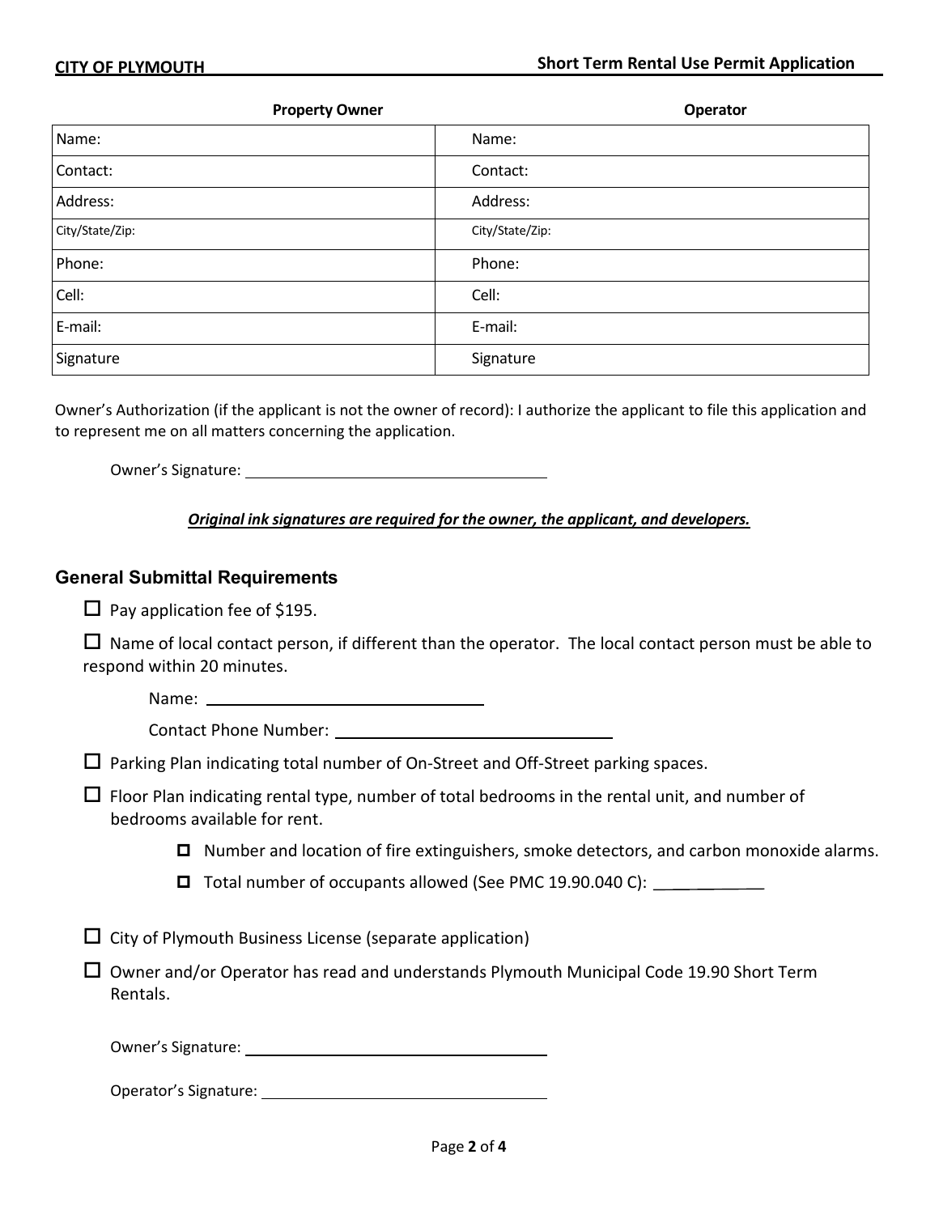| Property Owner | Operator |
|---|---|
| Name: | Name: |
| Contact: | Contact: |
| Address: | Address: |
| City/State/Zip: | City/State/Zip: |
| Phone: | Phone: |
| Cell: | Cell: |
| E-mail: | E-mail: |
| Signature | Signature |

Owner's Authorization (if the applicant is not the owner of record): I authorize the applicant to file this application and to represent me on all matters concerning the application.

Owner's Signature: ____________________________________

***Original ink signatures are required for the owner, the applicant, and developers.***

## General Submittal Requirements

- ☐ Pay application fee of $195.
- ☐ Name of local contact person, if different than the operator. The local contact person must be able to respond within 20 minutes.

  Name: ________________________________

  Contact Phone Number: ________________________________

- ☐ Parking Plan indicating total number of On-Street and Off-Street parking spaces.
- ☐ Floor Plan indicating rental type, number of total bedrooms in the rental unit, and number of bedrooms available for rent.
  - ☐ Number and location of fire extinguishers, smoke detectors, and carbon monoxide alarms.
  - ☐ Total number of occupants allowed (See PMC 19.90.040 C): ____________
- ☐ City of Plymouth Business License (separate application)
- ☐ Owner and/or Operator has read and understands Plymouth Municipal Code 19.90 Short Term Rentals.

Owner's Signature: ____________________________________

Operator's Signature: ____________________________________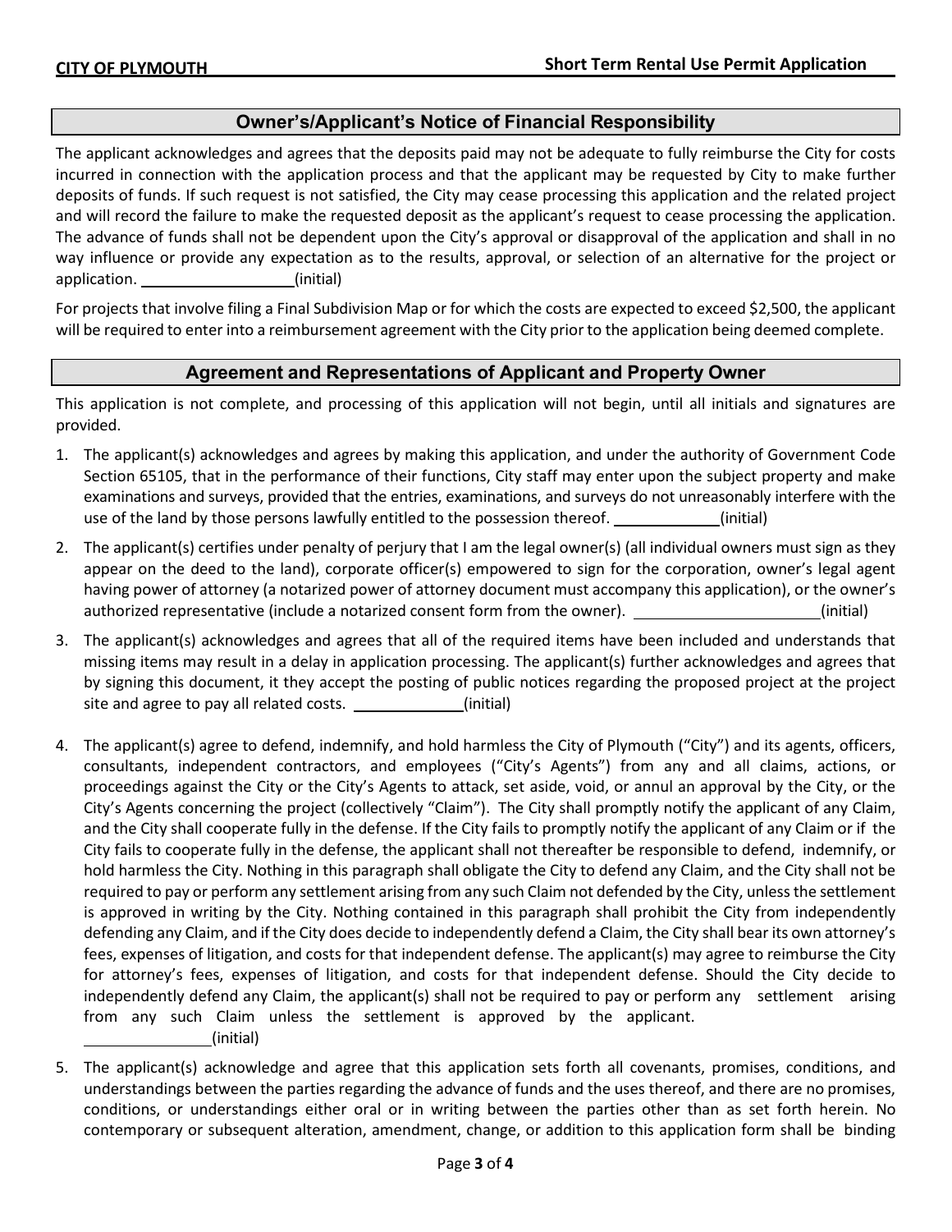## Owner's/Applicant's Notice of Financial Responsibility

The applicant acknowledges and agrees that the deposits paid may not be adequate to fully reimburse the City for costs incurred in connection with the application process and that the applicant may be requested by City to make further deposits of funds. If such request is not satisfied, the City may cease processing this application and the related project and will record the failure to make the requested deposit as the applicant's request to cease processing the application. The advance of funds shall not be dependent upon the City's approval or disapproval of the application and shall in no way influence or provide any expectation as to the results, approval, or selection of an alternative for the project or application. ________________(initial)

For projects that involve filing a Final Subdivision Map or for which the costs are expected to exceed $2,500, the applicant will be required to enter into a reimbursement agreement with the City prior to the application being deemed complete.

## Agreement and Representations of Applicant and Property Owner

This application is not complete, and processing of this application will not begin, until all initials and signatures are provided.

1. The applicant(s) acknowledges and agrees by making this application, and under the authority of Government Code Section 65105, that in the performance of their functions, City staff may enter upon the subject property and make examinations and surveys, provided that the entries, examinations, and surveys do not unreasonably interfere with the use of the land by those persons lawfully entitled to the possession thereof. ____________(initial)

2. The applicant(s) certifies under penalty of perjury that I am the legal owner(s) (all individual owners must sign as they appear on the deed to the land), corporate officer(s) empowered to sign for the corporation, owner's legal agent having power of attorney (a notarized power of attorney document must accompany this application), or the owner's authorized representative (include a notarized consent form from the owner). ____________________(initial)

3. The applicant(s) acknowledges and agrees that all of the required items have been included and understands that missing items may result in a delay in application processing. The applicant(s) further acknowledges and agrees that by signing this document, it they accept the posting of public notices regarding the proposed project at the project site and agree to pay all related costs. ____________(initial)

4. The applicant(s) agree to defend, indemnify, and hold harmless the City of Plymouth ("City") and its agents, officers, consultants, independent contractors, and employees ("City's Agents") from any and all claims, actions, or proceedings against the City or the City's Agents to attack, set aside, void, or annul an approval by the City, or the City's Agents concerning the project (collectively "Claim"). The City shall promptly notify the applicant of any Claim, and the City shall cooperate fully in the defense. If the City fails to promptly notify the applicant of any Claim or if the City fails to cooperate fully in the defense, the applicant shall not thereafter be responsible to defend, indemnify, or hold harmless the City. Nothing in this paragraph shall obligate the City to defend any Claim, and the City shall not be required to pay or perform any settlement arising from any such Claim not defended by the City, unless the settlement is approved in writing by the City. Nothing contained in this paragraph shall prohibit the City from independently defending any Claim, and if the City does decide to independently defend a Claim, the City shall bear its own attorney's fees, expenses of litigation, and costs for that independent defense. The applicant(s) may agree to reimburse the City for attorney's fees, expenses of litigation, and costs for that independent defense. Should the City decide to independently defend any Claim, the applicant(s) shall not be required to pay or perform any settlement arising from any such Claim unless the settlement is approved by the applicant. ______________(initial)

5. The applicant(s) acknowledge and agree that this application sets forth all covenants, promises, conditions, and understandings between the parties regarding the advance of funds and the uses thereof, and there are no promises, conditions, or understandings either oral or in writing between the parties other than as set forth herein. No contemporary or subsequent alteration, amendment, change, or addition to this application form shall be binding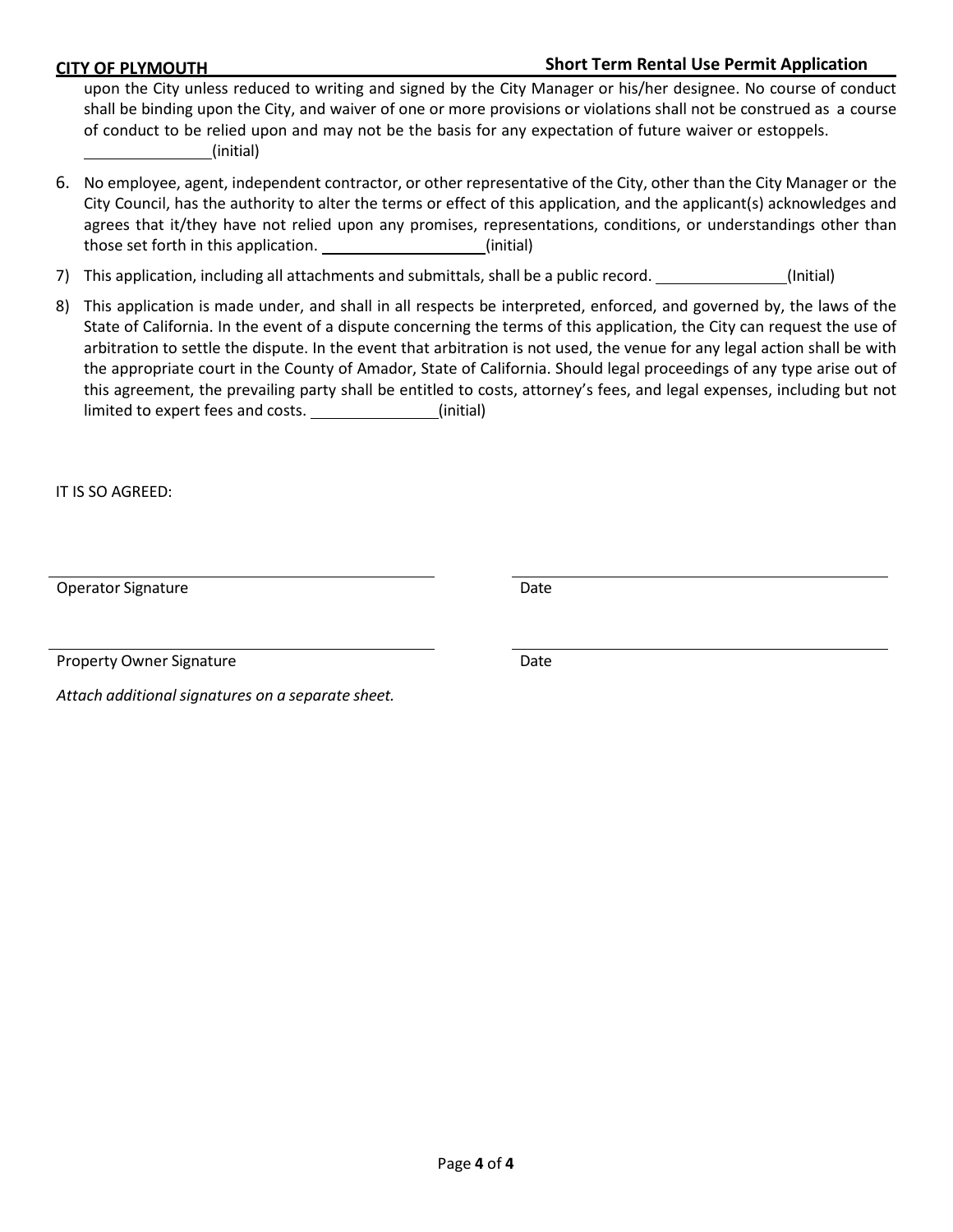upon the City unless reduced to writing and signed by the City Manager or his/her designee. No course of conduct shall be binding upon the City, and waiver of one or more provisions or violations shall not be construed as a course of conduct to be relied upon and may not be the basis for any expectation of future waiver or estoppels. _______________(initial)

6. No employee, agent, independent contractor, or other representative of the City, other than the City Manager or the City Council, has the authority to alter the terms or effect of this application, and the applicant(s) acknowledges and agrees that it/they have not relied upon any promises, representations, conditions, or understandings other than those set forth in this application. ____________________(initial)

7) This application, including all attachments and submittals, shall be a public record. ________________(Initial)

8) This application is made under, and shall in all respects be interpreted, enforced, and governed by, the laws of the State of California. In the event of a dispute concerning the terms of this application, the City can request the use of arbitration to settle the dispute. In the event that arbitration is not used, the venue for any legal action shall be with the appropriate court in the County of Amador, State of California. Should legal proceedings of any type arise out of this agreement, the prevailing party shall be entitled to costs, attorney's fees, and legal expenses, including but not limited to expert fees and costs. ________________(initial)

IT IS SO AGREED:

_______________________________________ &nbsp;&nbsp;&nbsp;&nbsp; _______________________________________

Operator Signature &nbsp;&nbsp;&nbsp;&nbsp; Date

_______________________________________ &nbsp;&nbsp;&nbsp;&nbsp; _______________________________________

Property Owner Signature &nbsp;&nbsp;&nbsp;&nbsp; Date

*Attach additional signatures on a separate sheet.*